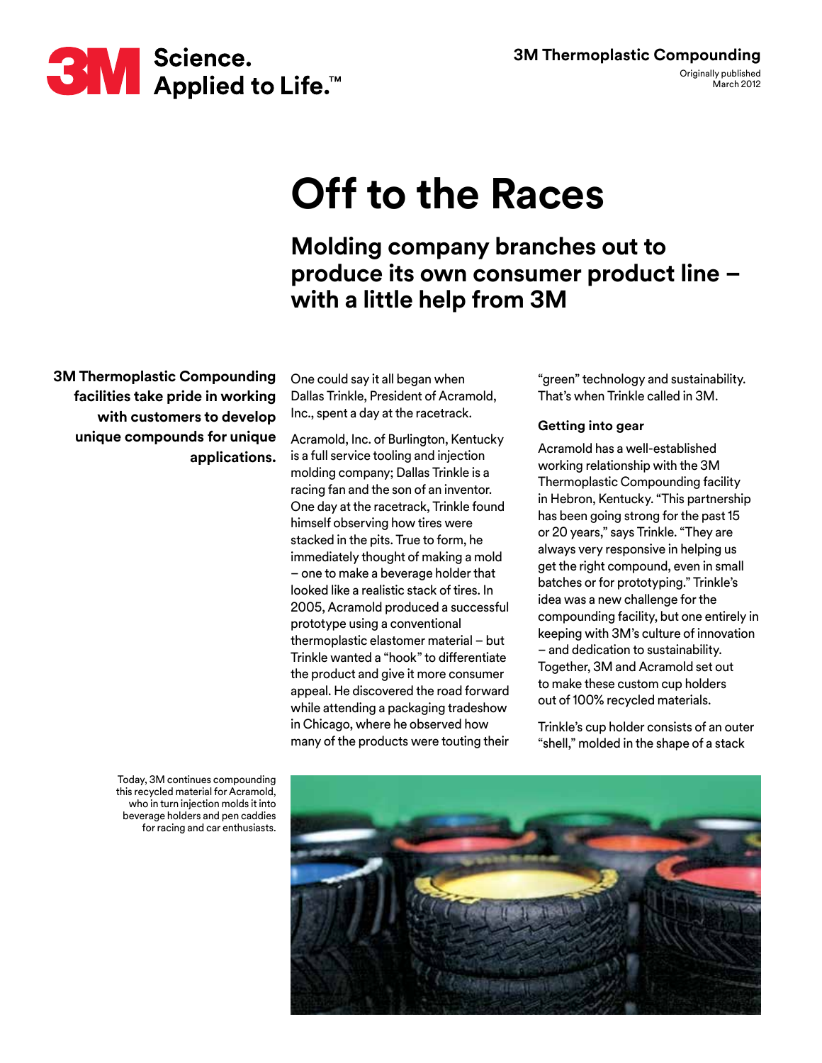3M Science. Applied to Life.™

**3M Thermoplastic Compounding**

Originally published March 2012

# Off to the Races

## Molding company branches out to produce its own consumer product line – with a little help from 3M

**3M Thermoplastic Compounding facilities take pride in working with customers to develop unique compounds for unique applications.**

One could say it all began when Dallas Trinkle, President of Acramold, Inc., spent a day at the racetrack.

Acramold, Inc. of Burlington, Kentucky is a full service tooling and injection molding company; Dallas Trinkle is a racing fan and the son of an inventor. One day at the racetrack, Trinkle found himself observing how tires were stacked in the pits. True to form, he immediately thought of making a mold – one to make a beverage holder that looked like a realistic stack of tires. In 2005, Acramold produced a successful prototype using a conventional thermoplastic elastomer material – but Trinkle wanted a "hook" to differentiate the product and give it more consumer appeal. He discovered the road forward while attending a packaging tradeshow in Chicago, where he observed how many of the products were touting their "green" technology and sustainability. That's when Trinkle called in 3M.

### Getting into gear

Acramold has a well-established working relationship with the 3M Thermoplastic Compounding facility in Hebron, Kentucky. "This partnership has been going strong for the past 15 or 20 years," says Trinkle. "They are always very responsive in helping us get the right compound, even in small batches or for prototyping." Trinkle's idea was a new challenge for the compounding facility, but one entirely in keeping with 3M's culture of innovation – and dedication to sustainability. Together, 3M and Acramold set out to make these custom cup holders out of 100% recycled materials.

Trinkle's cup holder consists of an outer "shell," molded in the shape of a stack

Today, 3M continues compounding this recycled material for Acramold, who in turn injection molds it into beverage holders and pen caddies for racing and car enthusiasts.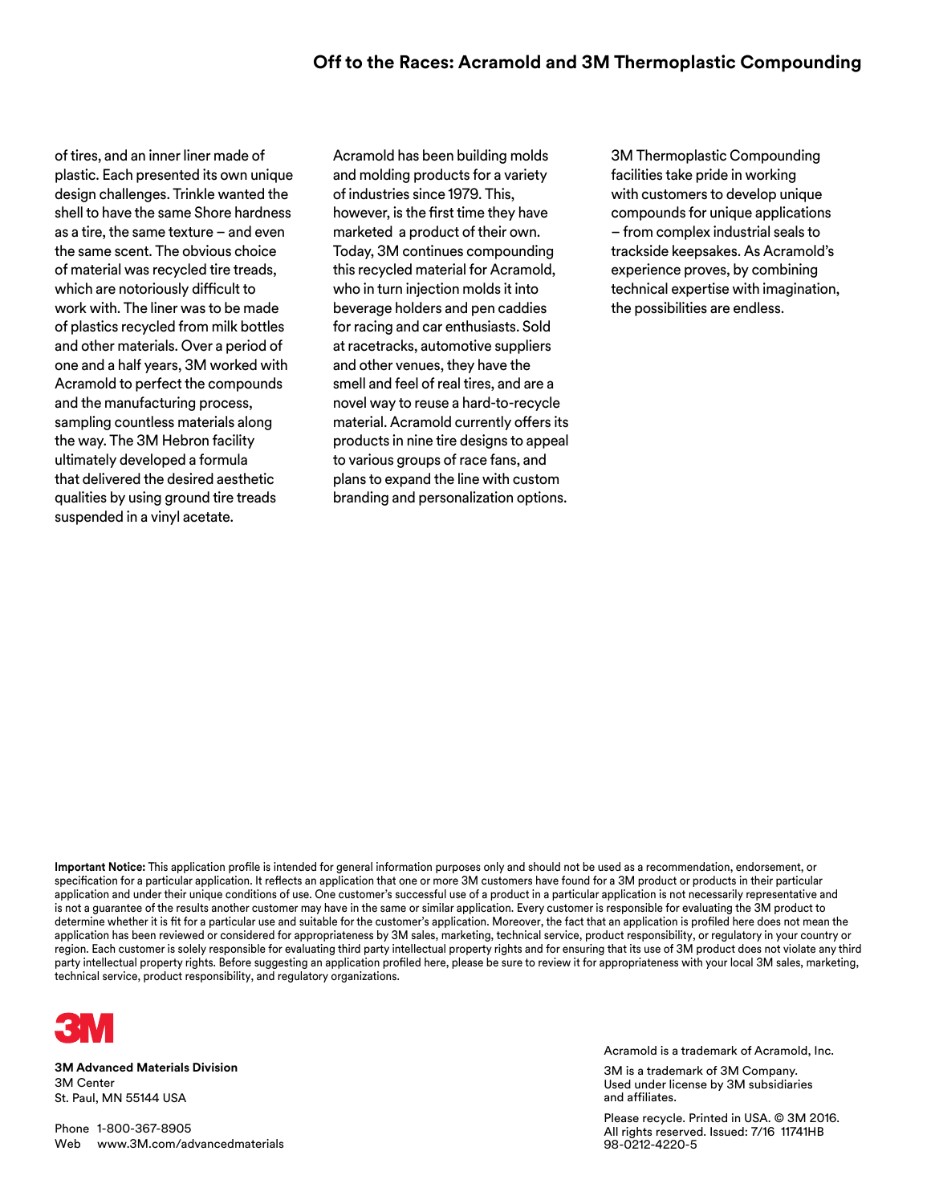of tires, and an inner liner made of plastic. Each presented its own unique design challenges. Trinkle wanted the shell to have the same Shore hardness as a tire, the same texture – and even the same scent. The obvious choice of material was recycled tire treads, which are notoriously difficult to work with. The liner was to be made of plastics recycled from milk bottles and other materials. Over a period of one and a half years, 3M worked with Acramold to perfect the compounds and the manufacturing process, sampling countless materials along the way. The 3M Hebron facility ultimately developed a formula that delivered the desired aesthetic qualities by using ground tire treads suspended in a vinyl acetate.

Acramold has been building molds and molding products for a variety of industries since 1979. This, however, is the first time they have marketed a product of their own. Today, 3M continues compounding this recycled material for Acramold, who in turn injection molds it into beverage holders and pen caddies for racing and car enthusiasts. Sold at racetracks, automotive suppliers and other venues, they have the smell and feel of real tires, and are a novel way to reuse a hard-to-recycle material. Acramold currently offers its products in nine tire designs to appeal to various groups of race fans, and plans to expand the line with custom branding and personalization options.

3M Thermoplastic Compounding facilities take pride in working with customers to develop unique compounds for unique applications – from complex industrial seals to trackside keepsakes. As Acramold's experience proves, by combining technical expertise with imagination, the possibilities are endless.

**Important Notice:** This application profile is intended for general information purposes only and should not be used as a recommendation, endorsement, or specification for a particular application. It reflects an application that one or more 3M customers have found for a 3M product or products in their particular application and under their unique conditions of use. One customer's successful use of a product in a particular application is not necessarily representative and is not a guarantee of the results another customer may have in the same or similar application. Every customer is responsible for evaluating the 3M product to determine whether it is fit for a particular use and suitable for the customer's application. Moreover, the fact that an application is profiled here does not mean the application has been reviewed or considered for appropriateness by 3M sales, marketing, technical service, product responsibility, or regulatory in your country or region. Each customer is solely responsible for evaluating third party intellectual property rights and for ensuring that its use of 3M product does not violate any third party intellectual property rights. Before suggesting an application profiled here, please be sure to review it for appropriateness with your local 3M sales, marketing, technical service, product responsibility, and regulatory organizations.

3M

**3M Advanced Materials Division**
3M Center
St. Paul, MN 55144 USA

Phone 1-800-367-8905
Web www.3M.com/advancedmaterials

Acramold is a trademark of Acramold, Inc.

3M is a trademark of 3M Company. Used under license by 3M subsidiaries and affiliates.

Please recycle. Printed in USA. © 3M 2016. All rights reserved. Issued: 7/16 11741HB
98-0212-4220-5